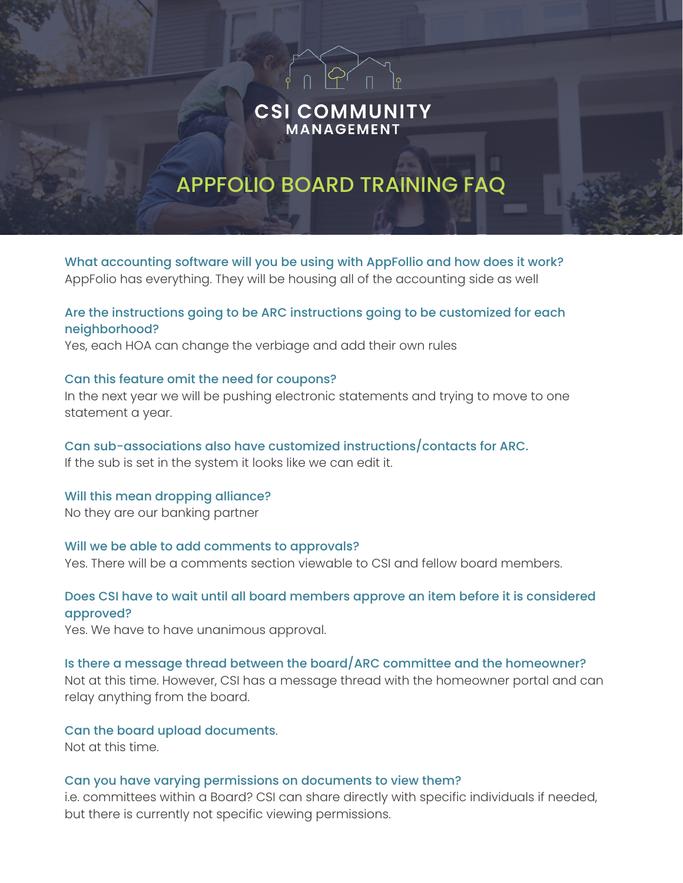CSI COMMUNITY
MANAGEMENT

# APPFOLIO BOARD TRAINING FAQ

**What accounting software will you be using with AppFolio and how does it work?**
AppFolio has everything. They will be housing all of the accounting side as well

**Are the instructions going to be ARC instructions going to be customized for each neighborhood?**
Yes, each HOA can change the verbiage and add their own rules

**Can this feature omit the need for coupons?**
In the next year we will be pushing electronic statements and trying to move to one statement a year.

**Can sub-associations also have customized instructions/contacts for ARC.**
If the sub is set in the system it looks like we can edit it.

**Will this mean dropping alliance?**
No they are our banking partner

**Will we be able to add comments to approvals?**
Yes. There will be a comments section viewable to CSI and fellow board members.

**Does CSI have to wait until all board members approve an item before it is considered approved?**
Yes. We have to have unanimous approval.

**Is there a message thread between the board/ARC committee and the homeowner?**
Not at this time. However, CSI has a message thread with the homeowner portal and can relay anything from the board.

**Can the board upload documents**.
Not at this time.

**Can you have varying permissions on documents to view them?**
i.e. committees within a Board? CSI can share directly with specific individuals if needed, but there is currently not specific viewing permissions.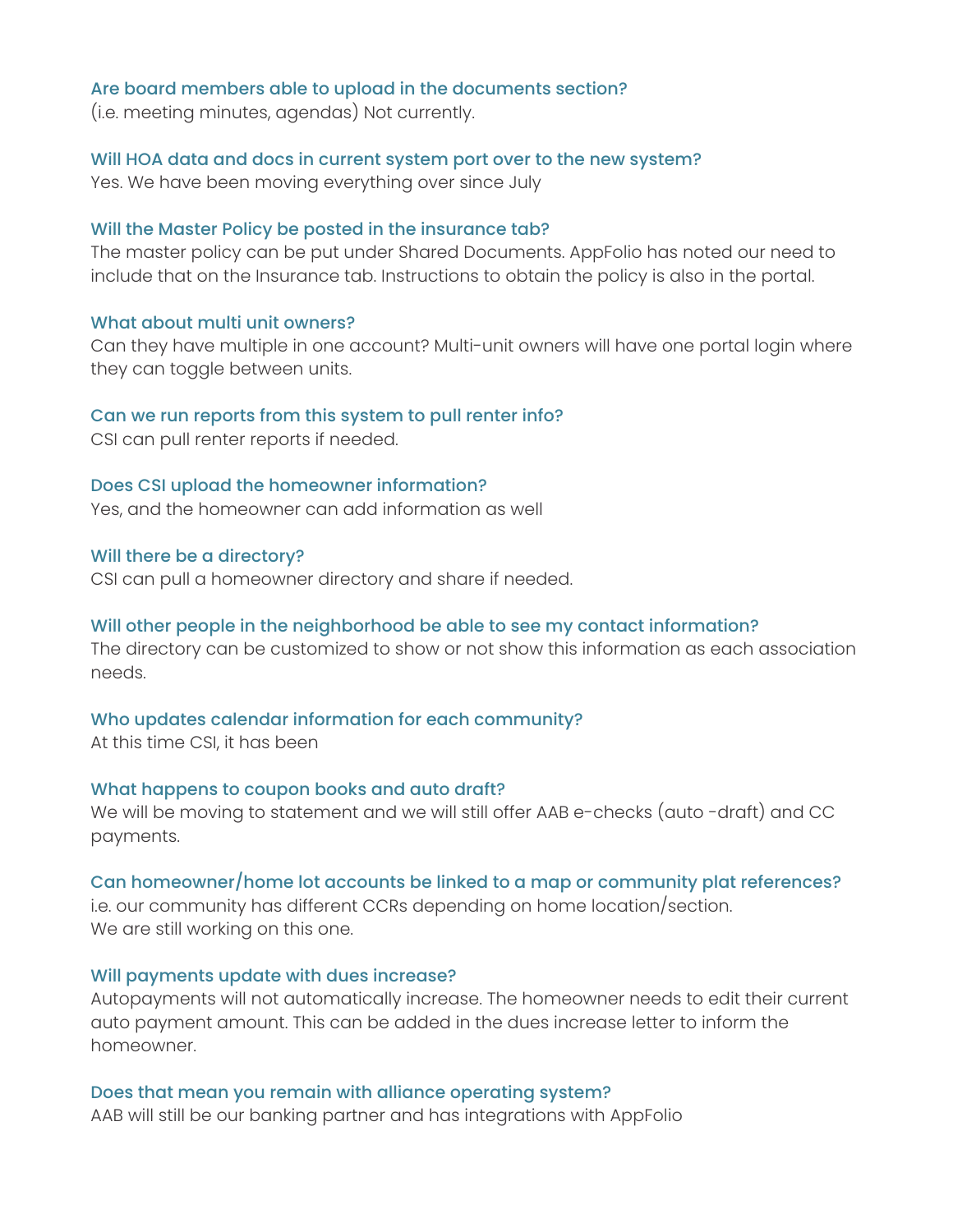### Are board members able to upload in the documents section?

(i.e. meeting minutes, agendas) Not currently.

### Will HOA data and docs in current system port over to the new system?

Yes. We have been moving everything over since July

### Will the Master Policy be posted in the insurance tab?

The master policy can be put under Shared Documents. AppFolio has noted our need to include that on the Insurance tab. Instructions to obtain the policy is also in the portal.

### What about multi unit owners?

Can they have multiple in one account? Multi-unit owners will have one portal login where they can toggle between units.

### Can we run reports from this system to pull renter info?

CSI can pull renter reports if needed.

### Does CSI upload the homeowner information?

Yes, and the homeowner can add information as well

### Will there be a directory?

CSI can pull a homeowner directory and share if needed.

### Will other people in the neighborhood be able to see my contact information?

The directory can be customized to show or not show this information as each association needs.

### Who updates calendar information for each community?

At this time CSI, it has been

### What happens to coupon books and auto draft?

We will be moving to statement and we will still offer AAB e-checks (auto -draft) and CC payments.

### Can homeowner/home lot accounts be linked to a map or community plat references?

i.e. our community has different CCRs depending on home location/section.
We are still working on this one.

### Will payments update with dues increase?

Autopayments will not automatically increase. The homeowner needs to edit their current auto payment amount. This can be added in the dues increase letter to inform the homeowner.

### Does that mean you remain with alliance operating system?

AAB will still be our banking partner and has integrations with AppFolio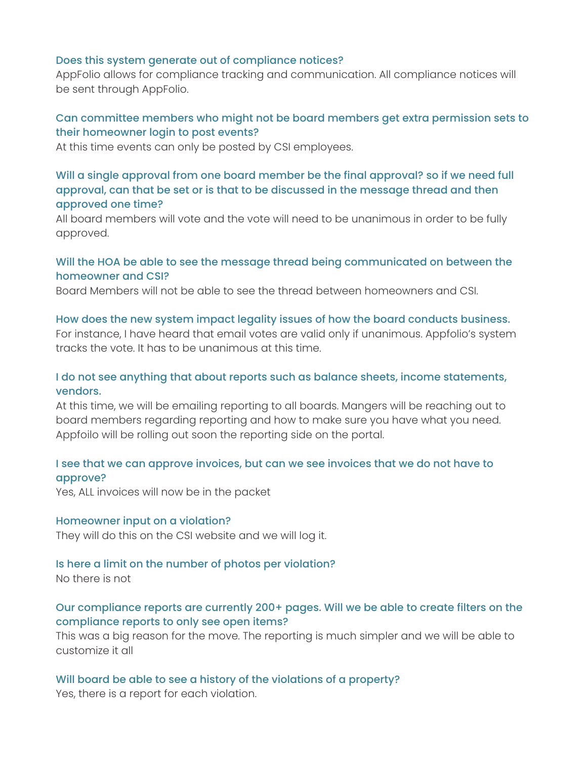### Does this system generate out of compliance notices?

AppFolio allows for compliance tracking and communication. All compliance notices will be sent through AppFolio.

### Can committee members who might not be board members get extra permission sets to their homeowner login to post events?

At this time events can only be posted by CSI employees.

### Will a single approval from one board member be the final approval? so if we need full approval, can that be set or is that to be discussed in the message thread and then approved one time?

All board members will vote and the vote will need to be unanimous in order to be fully approved.

### Will the HOA be able to see the message thread being communicated on between the homeowner and CSI?

Board Members will not be able to see the thread between homeowners and CSI.

### How does the new system impact legality issues of how the board conducts business.

For instance, I have heard that email votes are valid only if unanimous. Appfolio's system tracks the vote. It has to be unanimous at this time.

### I do not see anything that about reports such as balance sheets, income statements, vendors.

At this time, we will be emailing reporting to all boards. Mangers will be reaching out to board members regarding reporting and how to make sure you have what you need. Appfoilo will be rolling out soon the reporting side on the portal.

### I see that we can approve invoices, but can we see invoices that we do not have to approve?

Yes, ALL invoices will now be in the packet

### Homeowner input on a violation?

They will do this on the CSI website and we will log it.

### Is here a limit on the number of photos per violation?

No there is not

### Our compliance reports are currently 200+ pages. Will we be able to create filters on the compliance reports to only see open items?

This was a big reason for the move. The reporting is much simpler and we will be able to customize it all

### Will board be able to see a history of the violations of a property?

Yes, there is a report for each violation.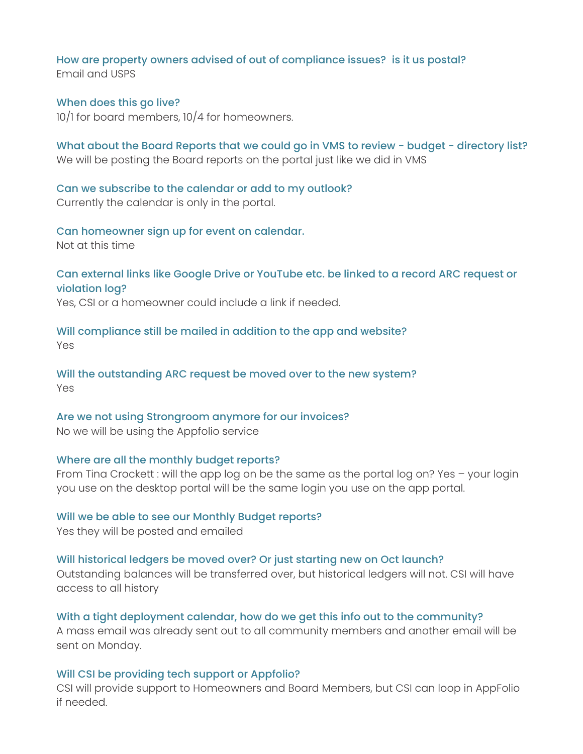**How are property owners advised of out of compliance issues?  is it us postal?**
Email and USPS

**When does this go live?**
10/1 for board members, 10/4 for homeowners.

**What about the Board Reports that we could go in VMS to review - budget - directory list?**
We will be posting the Board reports on the portal just like we did in VMS

**Can we subscribe to the calendar or add to my outlook?**
Currently the calendar is only in the portal.

**Can homeowner sign up for event on calendar.**
Not at this time

**Can external links like Google Drive or YouTube etc. be linked to a record ARC request or violation log?**
Yes, CSI or a homeowner could include a link if needed.

**Will compliance still be mailed in addition to the app and website?**
Yes

**Will the outstanding ARC request be moved over to the new system?**
Yes

**Are we not using Strongroom anymore for our invoices?**
No we will be using the Appfolio service

**Where are all the monthly budget reports?**
From Tina Crockett : will the app log on be the same as the portal log on? Yes – your login you use on the desktop portal will be the same login you use on the app portal.

**Will we be able to see our Monthly Budget reports?**
Yes they will be posted and emailed

**Will historical ledgers be moved over? Or just starting new on Oct launch?**
Outstanding balances will be transferred over, but historical ledgers will not. CSI will have access to all history

**With a tight deployment calendar, how do we get this info out to the community?**
A mass email was already sent out to all community members and another email will be sent on Monday.

**Will CSI be providing tech support or Appfolio?**
CSI will provide support to Homeowners and Board Members, but CSI can loop in AppFolio if needed.